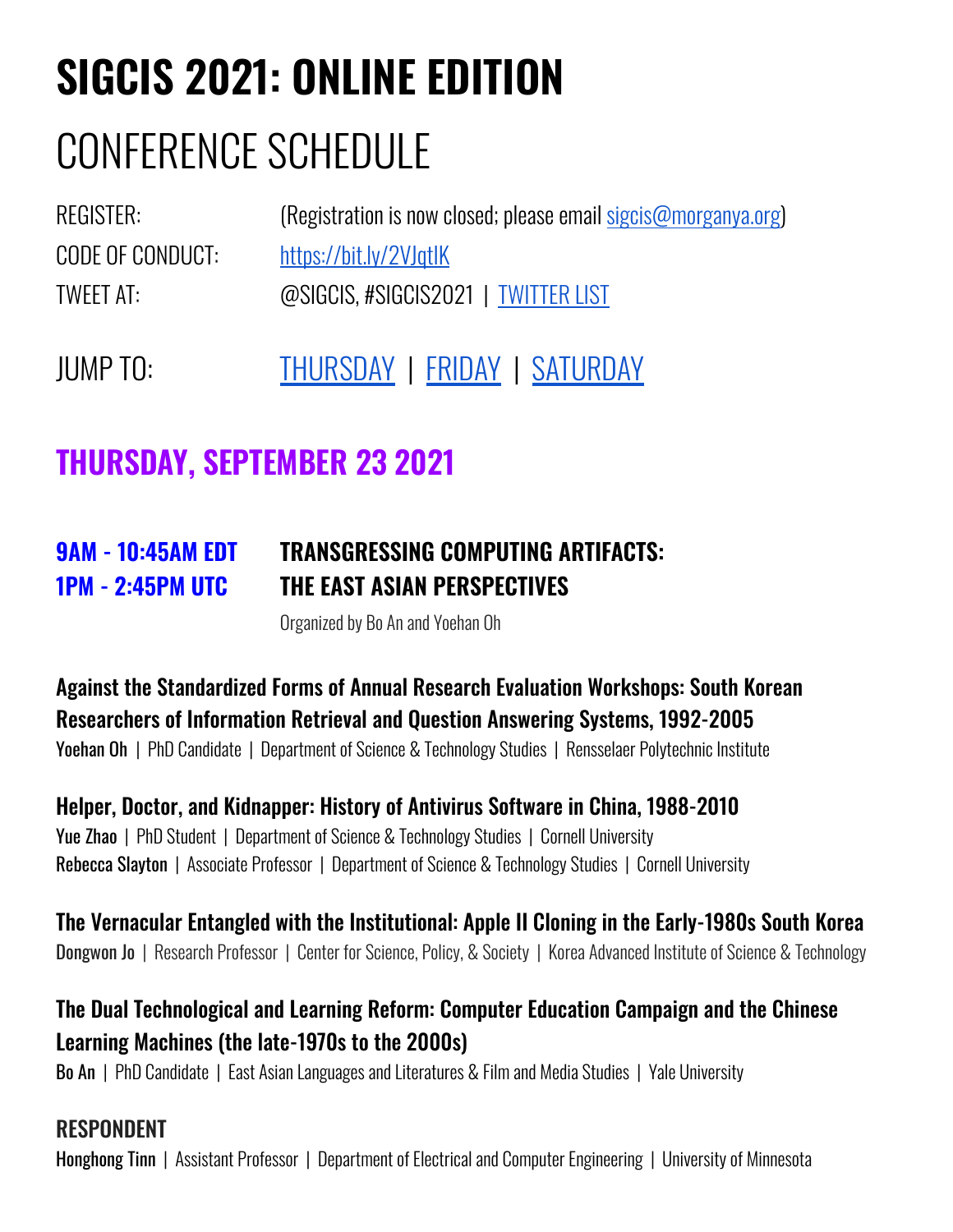# SIGCIS 2021: ONLINE EDITION

# CONFERENCE SCHEDULE

REGISTER: (Registration is now closed; please email sigcis@morganya.org)

CODE OF CONDUCT: https://bit.ly/2VJqtlK

TWEET AT: @SIGCIS, #SIGCIS2021 | TWITTER LIST

JUMP TO: THURSDAY | FRIDAY | SATURDAY

## THURSDAY, SEPTEMBER 23 2021

### 9AM - 10:45AM EDT / 1PM - 2:45PM UTC — TRANSGRESSING COMPUTING ARTIFACTS: THE EAST ASIAN PERSPECTIVES

Organized by Bo An and Yoehan Oh

**Against the Standardized Forms of Annual Research Evaluation Workshops: South Korean Researchers of Information Retrieval and Question Answering Systems, 1992-2005**

Yoehan Oh | PhD Candidate | Department of Science & Technology Studies | Rensselaer Polytechnic Institute

**Helper, Doctor, and Kidnapper: History of Antivirus Software in China, 1988-2010**

Yue Zhao | PhD Student | Department of Science & Technology Studies | Cornell University

Rebecca Slayton | Associate Professor | Department of Science & Technology Studies | Cornell University

**The Vernacular Entangled with the Institutional: Apple II Cloning in the Early-1980s South Korea**

Dongwon Jo | Research Professor | Center for Science, Policy, & Society | Korea Advanced Institute of Science & Technology

**The Dual Technological and Learning Reform: Computer Education Campaign and the Chinese Learning Machines (the late-1970s to the 2000s)**

Bo An | PhD Candidate | East Asian Languages and Literatures & Film and Media Studies | Yale University

**RESPONDENT**

Honghong Tinn | Assistant Professor | Department of Electrical and Computer Engineering | University of Minnesota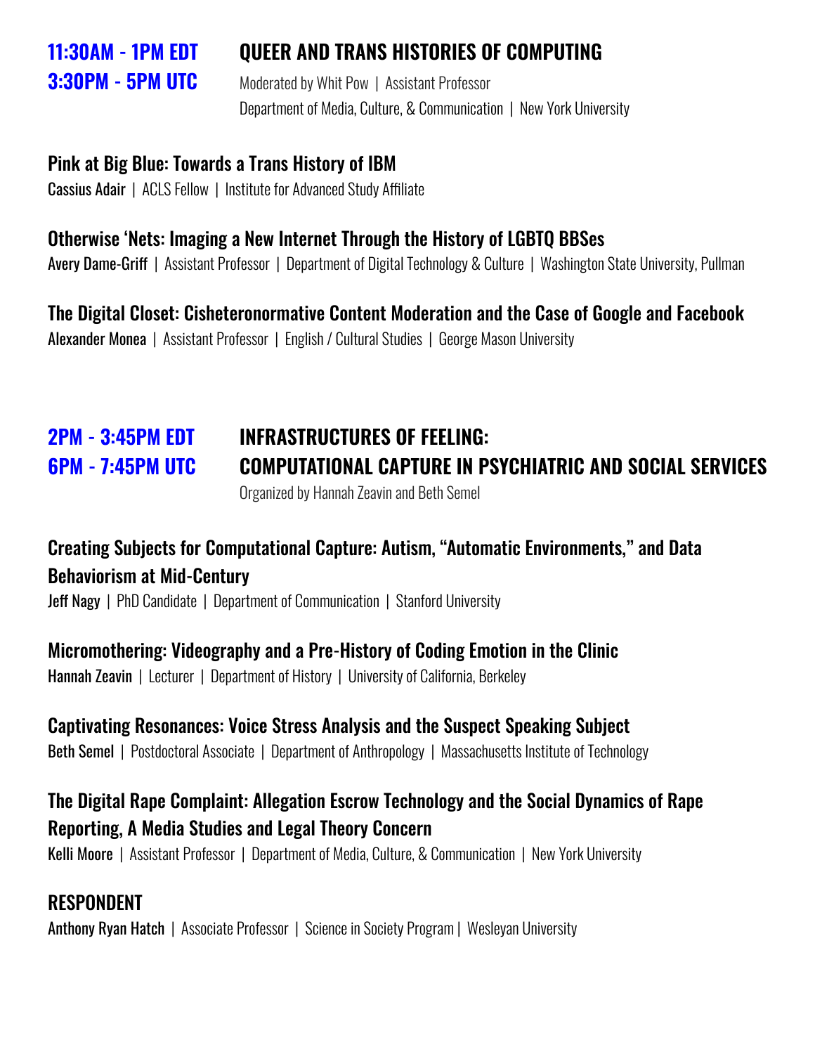## 11:30AM - 1PM EDT
## 3:30PM - 5PM UTC

## QUEER AND TRANS HISTORIES OF COMPUTING

Moderated by Whit Pow | Assistant Professor
Department of Media, Culture, & Communication | New York University

### Pink at Big Blue: Towards a Trans History of IBM

Cassius Adair | ACLS Fellow | Institute for Advanced Study Affiliate

### Otherwise 'Nets: Imaging a New Internet Through the History of LGBTQ BBSes

Avery Dame-Griff | Assistant Professor | Department of Digital Technology & Culture | Washington State University, Pullman

### The Digital Closet: Cisheteronormative Content Moderation and the Case of Google and Facebook

Alexander Monea | Assistant Professor | English / Cultural Studies | George Mason University

## 2PM - 3:45PM EDT
## 6PM - 7:45PM UTC

## INFRASTRUCTURES OF FEELING: COMPUTATIONAL CAPTURE IN PSYCHIATRIC AND SOCIAL SERVICES

Organized by Hannah Zeavin and Beth Semel

### Creating Subjects for Computational Capture: Autism, "Automatic Environments," and Data Behaviorism at Mid-Century

Jeff Nagy | PhD Candidate | Department of Communication | Stanford University

### Micromothering: Videography and a Pre-History of Coding Emotion in the Clinic

Hannah Zeavin | Lecturer | Department of History | University of California, Berkeley

### Captivating Resonances: Voice Stress Analysis and the Suspect Speaking Subject

Beth Semel | Postdoctoral Associate | Department of Anthropology | Massachusetts Institute of Technology

### The Digital Rape Complaint: Allegation Escrow Technology and the Social Dynamics of Rape Reporting, A Media Studies and Legal Theory Concern

Kelli Moore | Assistant Professor | Department of Media, Culture, & Communication | New York University

### RESPONDENT

Anthony Ryan Hatch | Associate Professor | Science in Society Program | Wesleyan University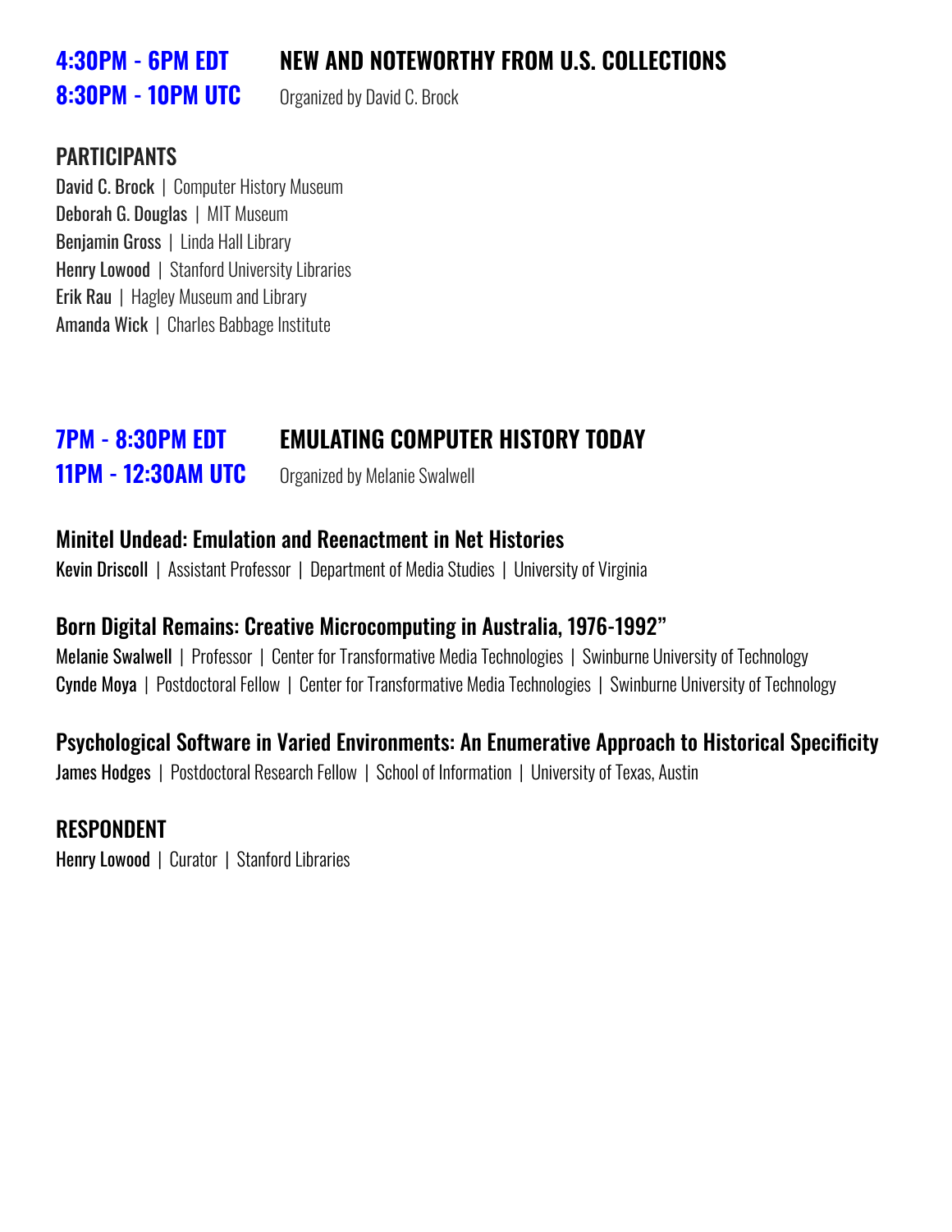## 4:30PM - 6PM EDT
## 8:30PM - 10PM UTC

## NEW AND NOTEWORTHY FROM U.S. COLLECTIONS

Organized by David C. Brock

### PARTICIPANTS

**David C. Brock** | Computer History Museum
**Deborah G. Douglas** | MIT Museum
**Benjamin Gross** | Linda Hall Library
**Henry Lowood** | Stanford University Libraries
**Erik Rau** | Hagley Museum and Library
**Amanda Wick** | Charles Babbage Institute

## 7PM - 8:30PM EDT
## 11PM - 12:30AM UTC

## EMULATING COMPUTER HISTORY TODAY

Organized by Melanie Swalwell

### Minitel Undead: Emulation and Reenactment in Net Histories

**Kevin Driscoll** | Assistant Professor | Department of Media Studies | University of Virginia

### Born Digital Remains: Creative Microcomputing in Australia, 1976-1992”

**Melanie Swalwell** | Professor | Center for Transformative Media Technologies | Swinburne University of Technology
**Cynde Moya** | Postdoctoral Fellow | Center for Transformative Media Technologies | Swinburne University of Technology

### Psychological Software in Varied Environments: An Enumerative Approach to Historical Specificity

**James Hodges** | Postdoctoral Research Fellow | School of Information | University of Texas, Austin

### RESPONDENT

**Henry Lowood** | Curator | Stanford Libraries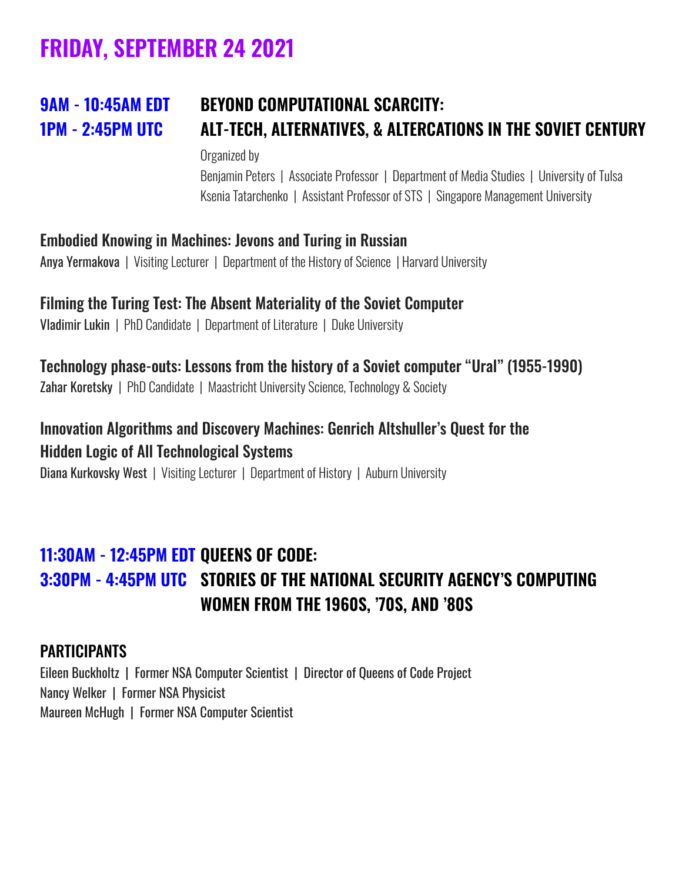# FRIDAY, SEPTEMBER 24 2021

## 9AM - 10:45AM EDT / 1PM - 2:45PM UTC

## BEYOND COMPUTATIONAL SCARCITY: ALT-TECH, ALTERNATIVES, & ALTERCATIONS IN THE SOVIET CENTURY

Organized by
Benjamin Peters | Associate Professor | Department of Media Studies | University of Tulsa
Ksenia Tatarchenko | Assistant Professor of STS | Singapore Management University

### Embodied Knowing in Machines: Jevons and Turing in Russian

Anya Yermakova | Visiting Lecturer | Department of the History of Science | Harvard University

### Filming the Turing Test: The Absent Materiality of the Soviet Computer

Vladimir Lukin | PhD Candidate | Department of Literature | Duke University

### Technology phase-outs: Lessons from the history of a Soviet computer "Ural" (1955-1990)

Zahar Koretsky | PhD Candidate | Maastricht University Science, Technology & Society

### Innovation Algorithms and Discovery Machines: Genrich Altshuller's Quest for the Hidden Logic of All Technological Systems

Diana Kurkovsky West | Visiting Lecturer | Department of History | Auburn University

## 11:30AM - 12:45PM EDT / 3:30PM - 4:45PM UTC

## QUEENS OF CODE: STORIES OF THE NATIONAL SECURITY AGENCY'S COMPUTING WOMEN FROM THE 1960S, '70S, AND '80S

### PARTICIPANTS

Eileen Buckholtz | Former NSA Computer Scientist | Director of Queens of Code Project
Nancy Welker | Former NSA Physicist
Maureen McHugh | Former NSA Computer Scientist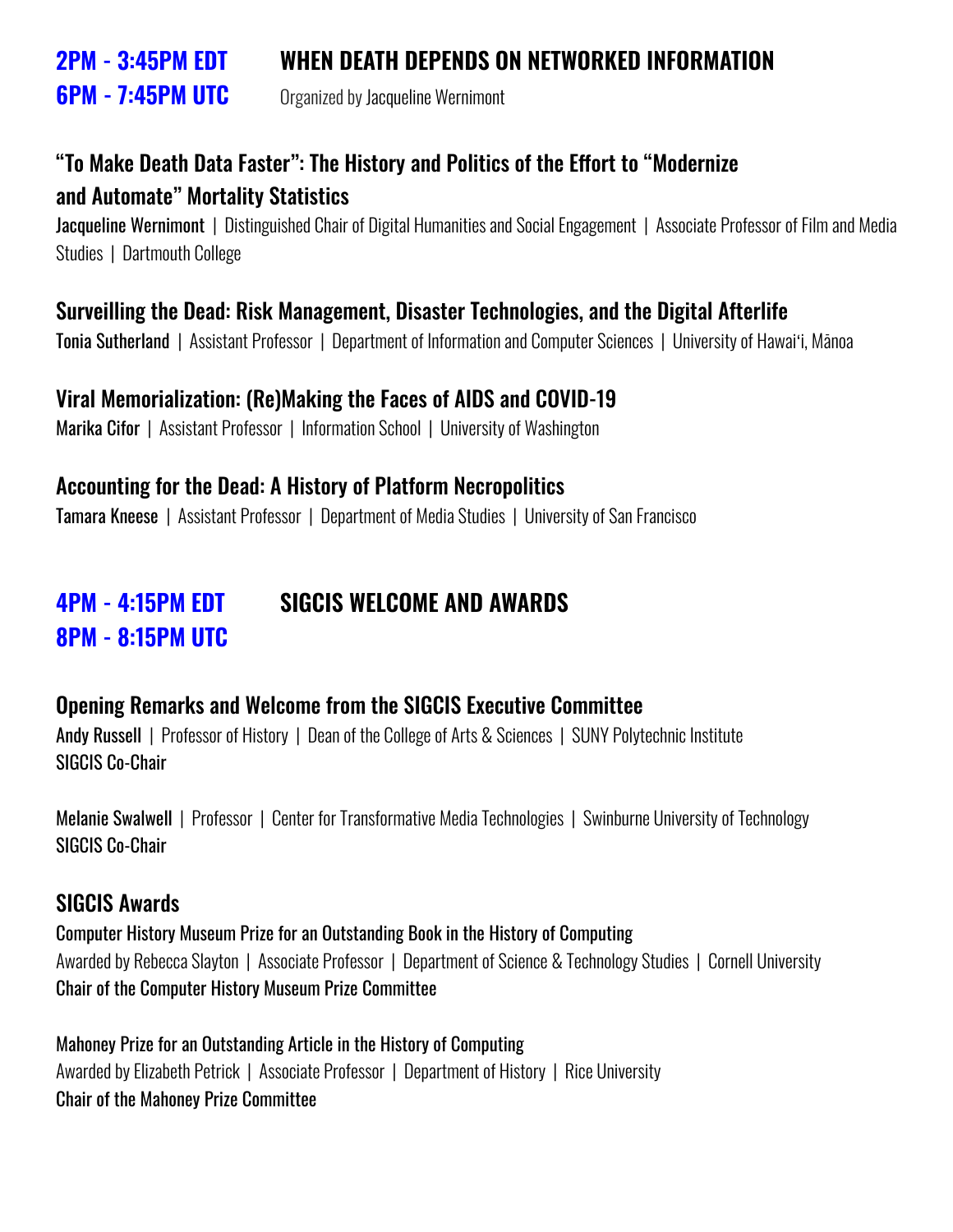## 2PM - 3:45PM EDT / 6PM - 7:45PM UTC — WHEN DEATH DEPENDS ON NETWORKED INFORMATION

Organized by Jacqueline Wernimont

### "To Make Death Data Faster": The History and Politics of the Effort to "Modernize and Automate" Mortality Statistics

Jacqueline Wernimont | Distinguished Chair of Digital Humanities and Social Engagement | Associate Professor of Film and Media Studies | Dartmouth College

### Surveilling the Dead: Risk Management, Disaster Technologies, and the Digital Afterlife

Tonia Sutherland | Assistant Professor | Department of Information and Computer Sciences | University of Hawaiʻi, Mānoa

### Viral Memorialization: (Re)Making the Faces of AIDS and COVID-19

Marika Cifor | Assistant Professor | Information School | University of Washington

### Accounting for the Dead: A History of Platform Necropolitics

Tamara Kneese | Assistant Professor | Department of Media Studies | University of San Francisco

## 4PM - 4:15PM EDT / 8PM - 8:15PM UTC — SIGCIS WELCOME AND AWARDS

### Opening Remarks and Welcome from the SIGCIS Executive Committee

Andy Russell | Professor of History | Dean of the College of Arts & Sciences | SUNY Polytechnic Institute
SIGCIS Co-Chair

Melanie Swalwell | Professor | Center for Transformative Media Technologies | Swinburne University of Technology
SIGCIS Co-Chair

### SIGCIS Awards

Computer History Museum Prize for an Outstanding Book in the History of Computing
Awarded by Rebecca Slayton | Associate Professor | Department of Science & Technology Studies | Cornell University
Chair of the Computer History Museum Prize Committee

Mahoney Prize for an Outstanding Article in the History of Computing
Awarded by Elizabeth Petrick | Associate Professor | Department of History | Rice University
Chair of the Mahoney Prize Committee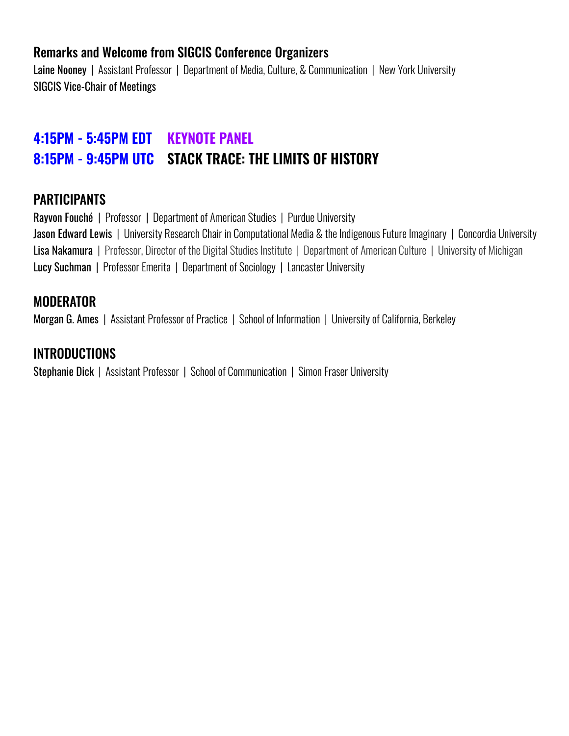### Remarks and Welcome from SIGCIS Conference Organizers

Laine Nooney | Assistant Professor | Department of Media, Culture, & Communication | New York University
SIGCIS Vice-Chair of Meetings

## 4:15PM - 5:45PM EDT KEYNOTE PANEL
## 8:15PM - 9:45PM UTC STACK TRACE: THE LIMITS OF HISTORY

### PARTICIPANTS

Rayvon Fouché | Professor | Department of American Studies | Purdue University
Jason Edward Lewis | University Research Chair in Computational Media & the Indigenous Future Imaginary | Concordia University
Lisa Nakamura | Professor, Director of the Digital Studies Institute | Department of American Culture | University of Michigan
Lucy Suchman | Professor Emerita | Department of Sociology | Lancaster University

### MODERATOR

Morgan G. Ames | Assistant Professor of Practice | School of Information | University of California, Berkeley

### INTRODUCTIONS

Stephanie Dick | Assistant Professor | School of Communication | Simon Fraser University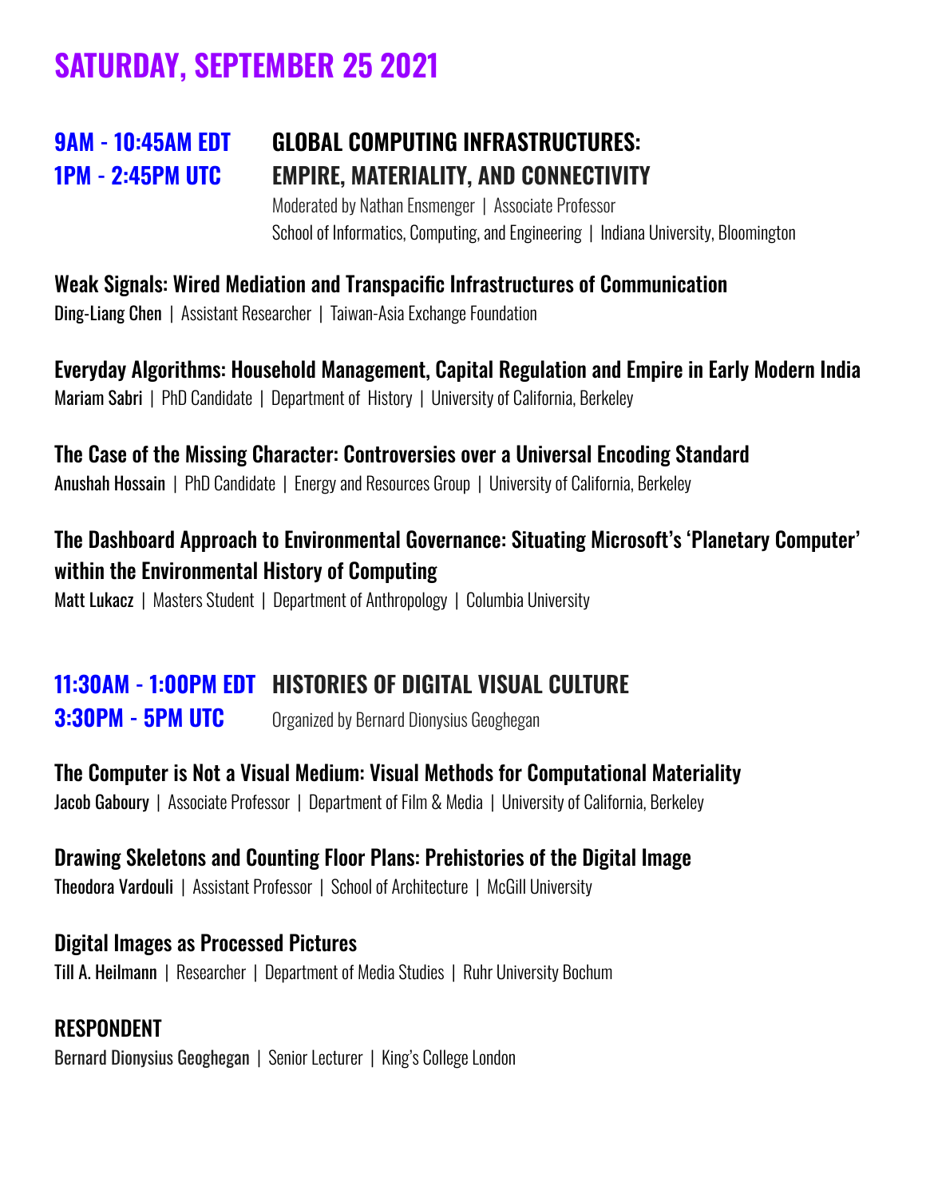# SATURDAY, SEPTEMBER 25 2021

## 9AM - 10:45AM EDT / 1PM - 2:45PM UTC — GLOBAL COMPUTING INFRASTRUCTURES: EMPIRE, MATERIALITY, AND CONNECTIVITY

Moderated by Nathan Ensmenger | Associate Professor
School of Informatics, Computing, and Engineering | Indiana University, Bloomington

**Weak Signals: Wired Mediation and Transpacific Infrastructures of Communication**
Ding-Liang Chen | Assistant Researcher | Taiwan-Asia Exchange Foundation

**Everyday Algorithms: Household Management, Capital Regulation and Empire in Early Modern India**
Mariam Sabri | PhD Candidate | Department of History | University of California, Berkeley

**The Case of the Missing Character: Controversies over a Universal Encoding Standard**
Anushah Hossain | PhD Candidate | Energy and Resources Group | University of California, Berkeley

**The Dashboard Approach to Environmental Governance: Situating Microsoft's 'Planetary Computer' within the Environmental History of Computing**
Matt Lukacz | Masters Student | Department of Anthropology | Columbia University

## 11:30AM - 1:00PM EDT / 3:30PM - 5PM UTC — HISTORIES OF DIGITAL VISUAL CULTURE

Organized by Bernard Dionysius Geoghegan

**The Computer is Not a Visual Medium: Visual Methods for Computational Materiality**
Jacob Gaboury | Associate Professor | Department of Film & Media | University of California, Berkeley

**Drawing Skeletons and Counting Floor Plans: Prehistories of the Digital Image**
Theodora Vardouli | Assistant Professor | School of Architecture | McGill University

**Digital Images as Processed Pictures**
Till A. Heilmann | Researcher | Department of Media Studies | Ruhr University Bochum

**RESPONDENT**
Bernard Dionysius Geoghegan | Senior Lecturer | King's College London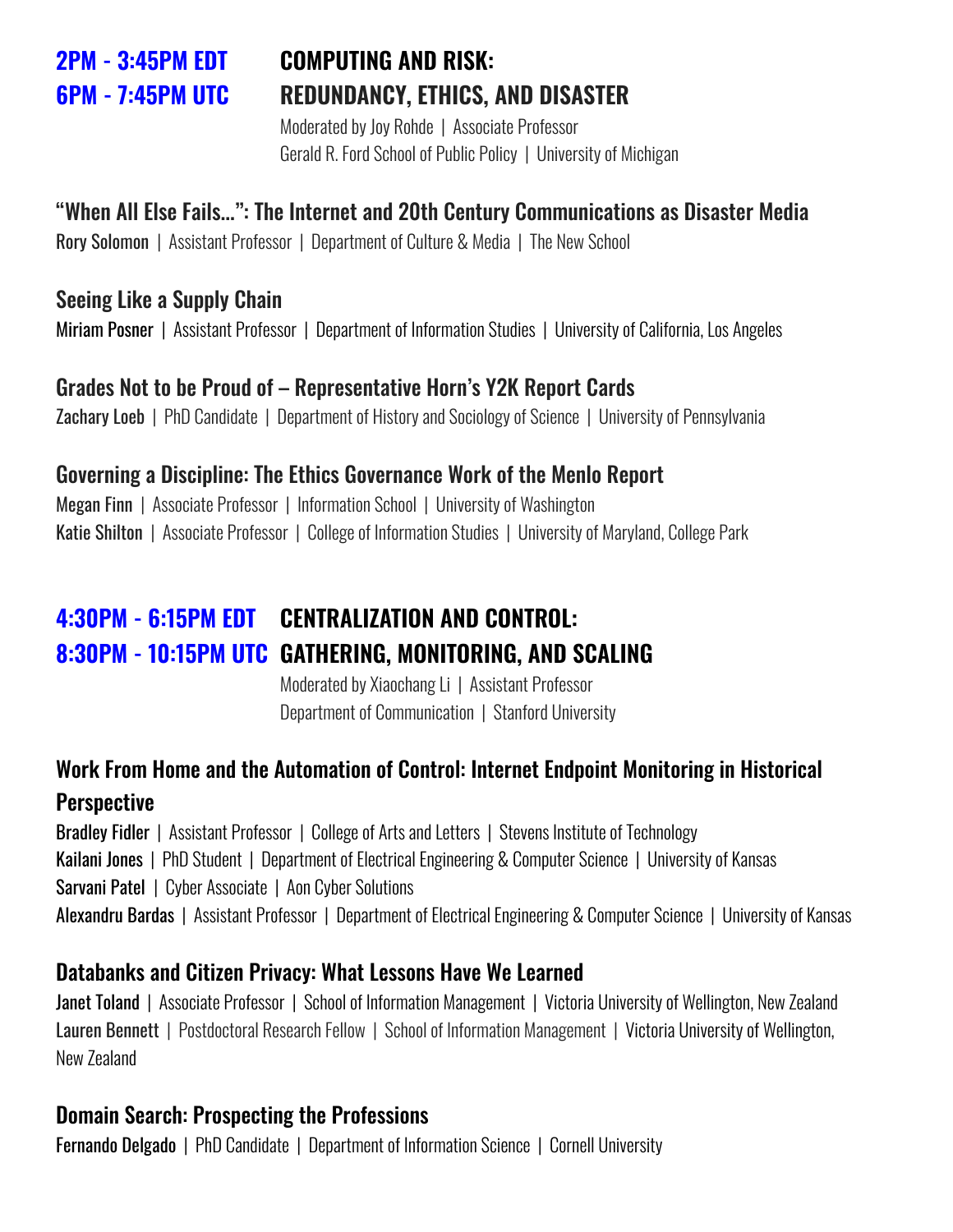## 2PM - 3:45PM EDT
## 6PM - 7:45PM UTC

## COMPUTING AND RISK: REDUNDANCY, ETHICS, AND DISASTER

Moderated by Joy Rohde | Associate Professor
Gerald R. Ford School of Public Policy | University of Michigan

### "When All Else Fails...": The Internet and 20th Century Communications as Disaster Media

Rory Solomon | Assistant Professor | Department of Culture & Media | The New School

### Seeing Like a Supply Chain

Miriam Posner | Assistant Professor | Department of Information Studies | University of California, Los Angeles

### Grades Not to be Proud of – Representative Horn's Y2K Report Cards

Zachary Loeb | PhD Candidate | Department of History and Sociology of Science | University of Pennsylvania

### Governing a Discipline: The Ethics Governance Work of the Menlo Report

Megan Finn | Associate Professor | Information School | University of Washington
Katie Shilton | Associate Professor | College of Information Studies | University of Maryland, College Park

## 4:30PM - 6:15PM EDT
## 8:30PM - 10:15PM UTC

## CENTRALIZATION AND CONTROL: GATHERING, MONITORING, AND SCALING

Moderated by Xiaochang Li | Assistant Professor
Department of Communication | Stanford University

### Work From Home and the Automation of Control: Internet Endpoint Monitoring in Historical Perspective

Bradley Fidler | Assistant Professor | College of Arts and Letters | Stevens Institute of Technology
Kailani Jones | PhD Student | Department of Electrical Engineering & Computer Science | University of Kansas
Sarvani Patel | Cyber Associate | Aon Cyber Solutions
Alexandru Bardas | Assistant Professor | Department of Electrical Engineering & Computer Science | University of Kansas

### Databanks and Citizen Privacy: What Lessons Have We Learned

Janet Toland | Associate Professor | School of Information Management | Victoria University of Wellington, New Zealand
Lauren Bennett | Postdoctoral Research Fellow | School of Information Management | Victoria University of Wellington, New Zealand

### Domain Search: Prospecting the Professions

Fernando Delgado | PhD Candidate | Department of Information Science | Cornell University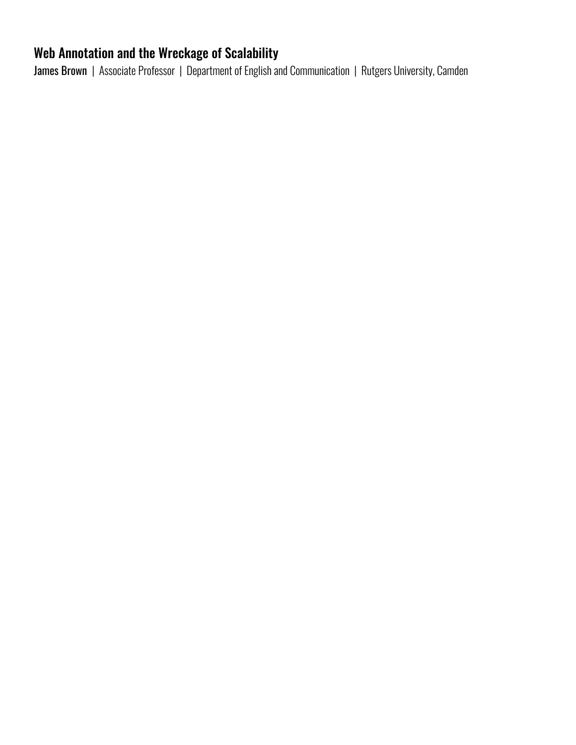## Web Annotation and the Wreckage of Scalability

**James Brown** | Associate Professor | Department of English and Communication | Rutgers University, Camden